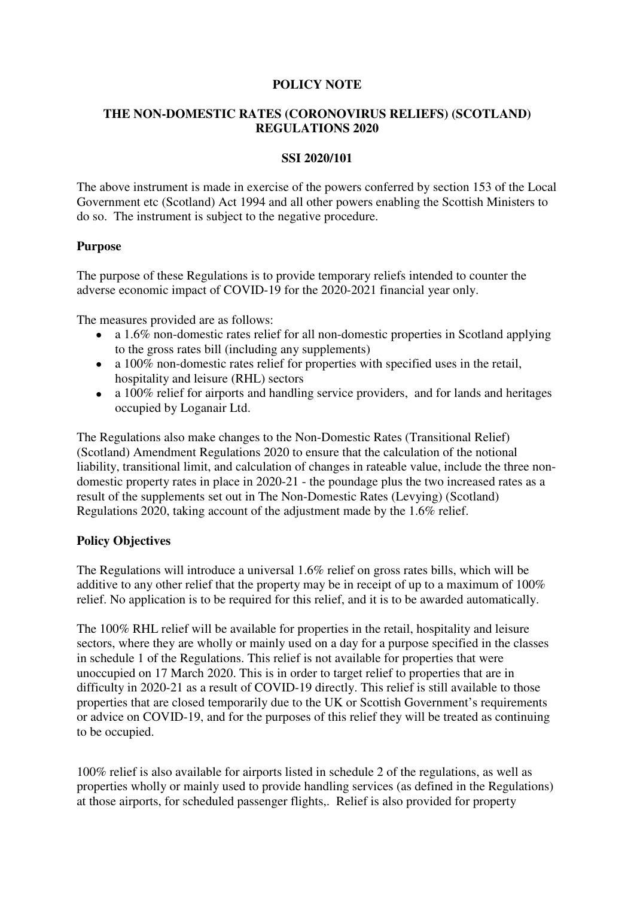**POLICY NOTE**

**THE NON-DOMESTIC RATES (CORONOVIRUS RELIEFS) (SCOTLAND) REGULATIONS 2020**

**SSI 2020/101**

The above instrument is made in exercise of the powers conferred by section 153 of the Local Government etc (Scotland) Act 1994 and all other powers enabling the Scottish Ministers to do so. The instrument is subject to the negative procedure.

**Purpose**

The purpose of these Regulations is to provide temporary reliefs intended to counter the adverse economic impact of COVID-19 for the 2020-2021 financial year only.

The measures provided are as follows:

- a 1.6% non-domestic rates relief for all non-domestic properties in Scotland applying to the gross rates bill (including any supplements)
- a 100% non-domestic rates relief for properties with specified uses in the retail, hospitality and leisure (RHL) sectors
- a 100% relief for airports and handling service providers, and for lands and heritages occupied by Loganair Ltd.

The Regulations also make changes to the Non-Domestic Rates (Transitional Relief) (Scotland) Amendment Regulations 2020 to ensure that the calculation of the notional liability, transitional limit, and calculation of changes in rateable value, include the three non-domestic property rates in place in 2020-21 - the poundage plus the two increased rates as a result of the supplements set out in The Non-Domestic Rates (Levying) (Scotland) Regulations 2020, taking account of the adjustment made by the 1.6% relief.

**Policy Objectives**

The Regulations will introduce a universal 1.6% relief on gross rates bills, which will be additive to any other relief that the property may be in receipt of up to a maximum of 100% relief. No application is to be required for this relief, and it is to be awarded automatically.

The 100% RHL relief will be available for properties in the retail, hospitality and leisure sectors, where they are wholly or mainly used on a day for a purpose specified in the classes in schedule 1 of the Regulations. This relief is not available for properties that were unoccupied on 17 March 2020. This is in order to target relief to properties that are in difficulty in 2020-21 as a result of COVID-19 directly. This relief is still available to those properties that are closed temporarily due to the UK or Scottish Government's requirements or advice on COVID-19, and for the purposes of this relief they will be treated as continuing to be occupied.

100% relief is also available for airports listed in schedule 2 of the regulations, as well as properties wholly or mainly used to provide handling services (as defined in the Regulations) at those airports, for scheduled passenger flights,. Relief is also provided for property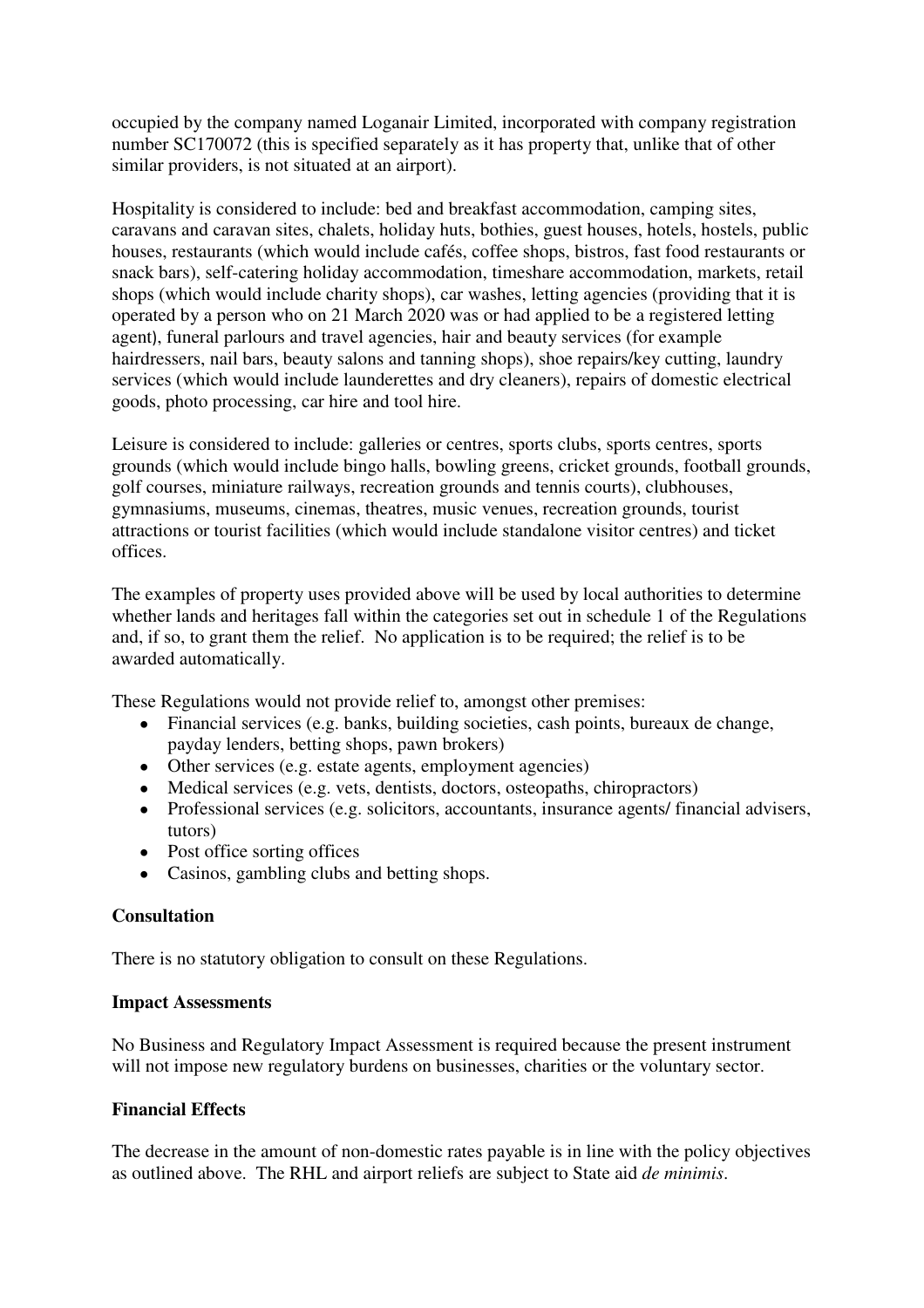occupied by the company named Loganair Limited, incorporated with company registration number SC170072 (this is specified separately as it has property that, unlike that of other similar providers, is not situated at an airport).

Hospitality is considered to include: bed and breakfast accommodation, camping sites, caravans and caravan sites, chalets, holiday huts, bothies, guest houses, hotels, hostels, public houses, restaurants (which would include cafés, coffee shops, bistros, fast food restaurants or snack bars), self-catering holiday accommodation, timeshare accommodation, markets, retail shops (which would include charity shops), car washes, letting agencies (providing that it is operated by a person who on 21 March 2020 was or had applied to be a registered letting agent), funeral parlours and travel agencies, hair and beauty services (for example hairdressers, nail bars, beauty salons and tanning shops), shoe repairs/key cutting, laundry services (which would include launderettes and dry cleaners), repairs of domestic electrical goods, photo processing, car hire and tool hire.

Leisure is considered to include: galleries or centres, sports clubs, sports centres, sports grounds (which would include bingo halls, bowling greens, cricket grounds, football grounds, golf courses, miniature railways, recreation grounds and tennis courts), clubhouses, gymnasiums, museums, cinemas, theatres, music venues, recreation grounds, tourist attractions or tourist facilities (which would include standalone visitor centres) and ticket offices.

The examples of property uses provided above will be used by local authorities to determine whether lands and heritages fall within the categories set out in schedule 1 of the Regulations and, if so, to grant them the relief. No application is to be required; the relief is to be awarded automatically.

These Regulations would not provide relief to, amongst other premises:

- Financial services (e.g. banks, building societies, cash points, bureaux de change, payday lenders, betting shops, pawn brokers)
- Other services (e.g. estate agents, employment agencies)
- Medical services (e.g. vets, dentists, doctors, osteopaths, chiropractors)
- Professional services (e.g. solicitors, accountants, insurance agents/ financial advisers, tutors)
- Post office sorting offices
- Casinos, gambling clubs and betting shops.

**Consultation**

There is no statutory obligation to consult on these Regulations.

**Impact Assessments**

No Business and Regulatory Impact Assessment is required because the present instrument will not impose new regulatory burdens on businesses, charities or the voluntary sector.

**Financial Effects**

The decrease in the amount of non-domestic rates payable is in line with the policy objectives as outlined above. The RHL and airport reliefs are subject to State aid *de minimis*.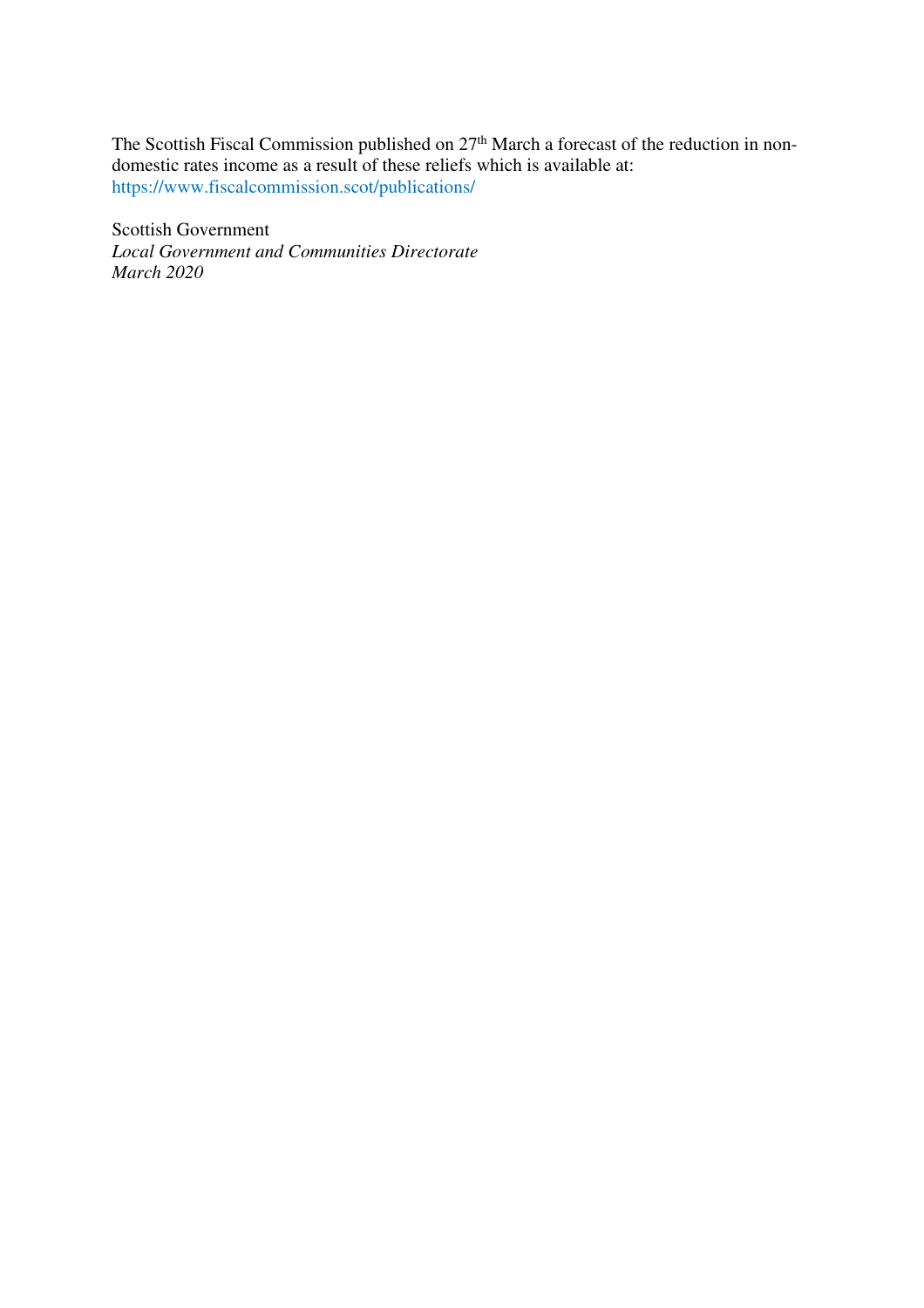The Scottish Fiscal Commission published on 27th March a forecast of the reduction in non-domestic rates income as a result of these reliefs which is available at: https://www.fiscalcommission.scot/publications/

Scottish Government
*Local Government and Communities Directorate*
*March 2020*